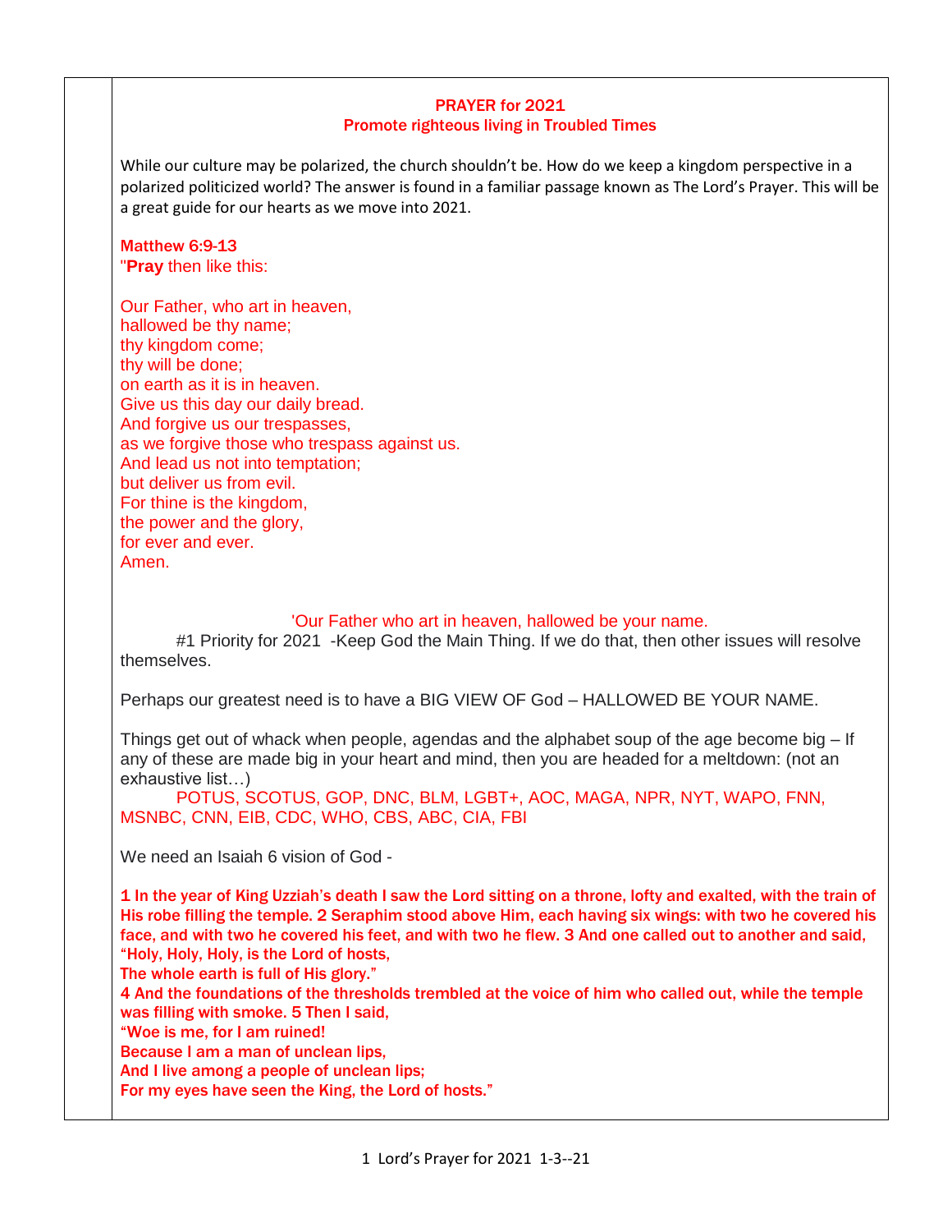## PRAYER for 2021
### Promote righteous living in Troubled Times

While our culture may be polarized, the church shouldn't be. How do we keep a kingdom perspective in a polarized politicized world? The answer is found in a familiar passage known as The Lord's Prayer. This will be a great guide for our hearts as we move into 2021.

**Matthew 6:9-13**
"**Pray** then like this:

Our Father, who art in heaven,
hallowed be thy name;
thy kingdom come;
thy will be done;
on earth as it is in heaven.
Give us this day our daily bread.
And forgive us our trespasses,
as we forgive those who trespass against us.
And lead us not into temptation;
but deliver us from evil.
For thine is the kingdom,
the power and the glory,
for ever and ever.
Amen.

'Our Father who art in heaven, hallowed be your name.

#1 Priority for 2021 -Keep God the Main Thing. If we do that, then other issues will resolve themselves.

Perhaps our greatest need is to have a BIG VIEW OF God – HALLOWED BE YOUR NAME.

Things get out of whack when people, agendas and the alphabet soup of the age become big – If any of these are made big in your heart and mind, then you are headed for a meltdown: (not an exhaustive list…)

POTUS, SCOTUS, GOP, DNC, BLM, LGBT+, AOC, MAGA, NPR, NYT, WAPO, FNN, MSNBC, CNN, EIB, CDC, WHO, CBS, ABC, CIA, FBI

We need an Isaiah 6 vision of God -

**1 In the year of King Uzziah's death I saw the Lord sitting on a throne, lofty and exalted, with the train of His robe filling the temple. 2 Seraphim stood above Him, each having six wings: with two he covered his face, and with two he covered his feet, and with two he flew. 3 And one called out to another and said,**
**"Holy, Holy, Holy, is the Lord of hosts,**
**The whole earth is full of His glory."**
**4 And the foundations of the thresholds trembled at the voice of him who called out, while the temple was filling with smoke. 5 Then I said,**
**"Woe is me, for I am ruined!**
**Because I am a man of unclean lips,**
**And I live among a people of unclean lips;**
**For my eyes have seen the King, the Lord of hosts."**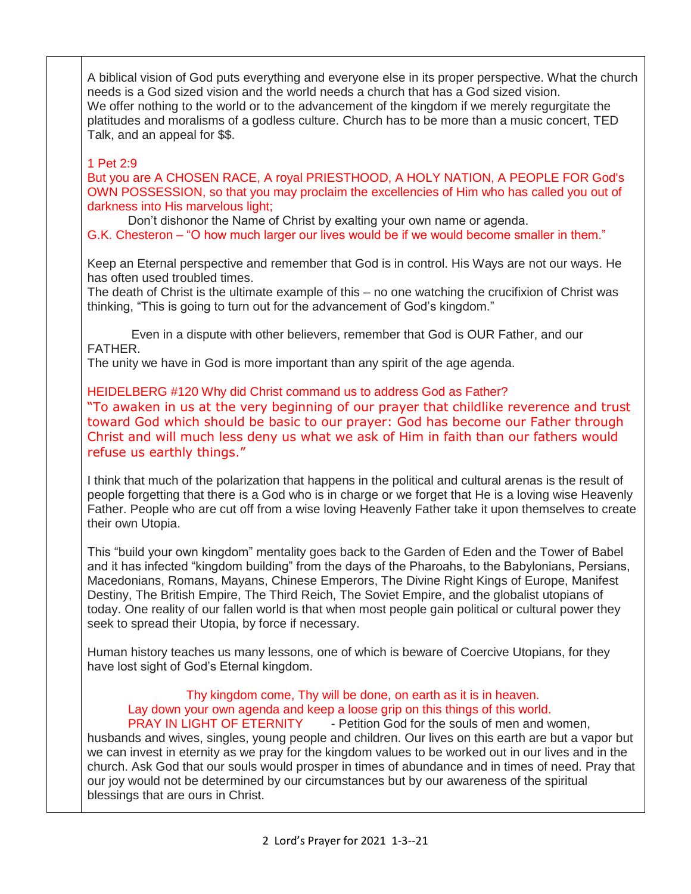A biblical vision of God puts everything and everyone else in its proper perspective. What the church needs is a God sized vision and the world needs a church that has a God sized vision.
We offer nothing to the world or to the advancement of the kingdom if we merely regurgitate the platitudes and moralisms of a godless culture. Church has to be more than a music concert, TED Talk, and an appeal for $$.

1 Pet 2:9
But you are A CHOSEN RACE, A royal PRIESTHOOD, A HOLY NATION, A PEOPLE FOR God's OWN POSSESSION, so that you may proclaim the excellencies of Him who has called you out of darkness into His marvelous light;

Don't dishonor the Name of Christ by exalting your own name or agenda.

G.K. Chesteron – "O how much larger our lives would be if we would become smaller in them."

Keep an Eternal perspective and remember that God is in control. His Ways are not our ways. He has often used troubled times.
The death of Christ is the ultimate example of this – no one watching the crucifixion of Christ was thinking, "This is going to turn out for the advancement of God's kingdom."

Even in a dispute with other believers, remember that God is OUR Father, and our FATHER.
The unity we have in God is more important than any spirit of the age agenda.

HEIDELBERG #120 Why did Christ command us to address God as Father?
"To awaken in us at the very beginning of our prayer that childlike reverence and trust toward God which should be basic to our prayer: God has become our Father through Christ and will much less deny us what we ask of Him in faith than our fathers would refuse us earthly things."

I think that much of the polarization that happens in the political and cultural arenas is the result of people forgetting that there is a God who is in charge or we forget that He is a loving wise Heavenly Father. People who are cut off from a wise loving Heavenly Father take it upon themselves to create their own Utopia.

This "build your own kingdom" mentality goes back to the Garden of Eden and the Tower of Babel and it has infected "kingdom building" from the days of the Pharoahs, to the Babylonians, Persians, Macedonians, Romans, Mayans, Chinese Emperors, The Divine Right Kings of Europe, Manifest Destiny, The British Empire, The Third Reich, The Soviet Empire, and the globalist utopians of today. One reality of our fallen world is that when most people gain political or cultural power they seek to spread their Utopia, by force if necessary.

Human history teaches us many lessons, one of which is beware of Coercive Utopians, for they have lost sight of God's Eternal kingdom.

Thy kingdom come, Thy will be done, on earth as it is in heaven.

Lay down your own agenda and keep a loose grip on this things of this world.

PRAY IN LIGHT OF ETERNITY - Petition God for the souls of men and women, husbands and wives, singles, young people and children. Our lives on this earth are but a vapor but we can invest in eternity as we pray for the kingdom values to be worked out in our lives and in the church. Ask God that our souls would prosper in times of abundance and in times of need. Pray that our joy would not be determined by our circumstances but by our awareness of the spiritual blessings that are ours in Christ.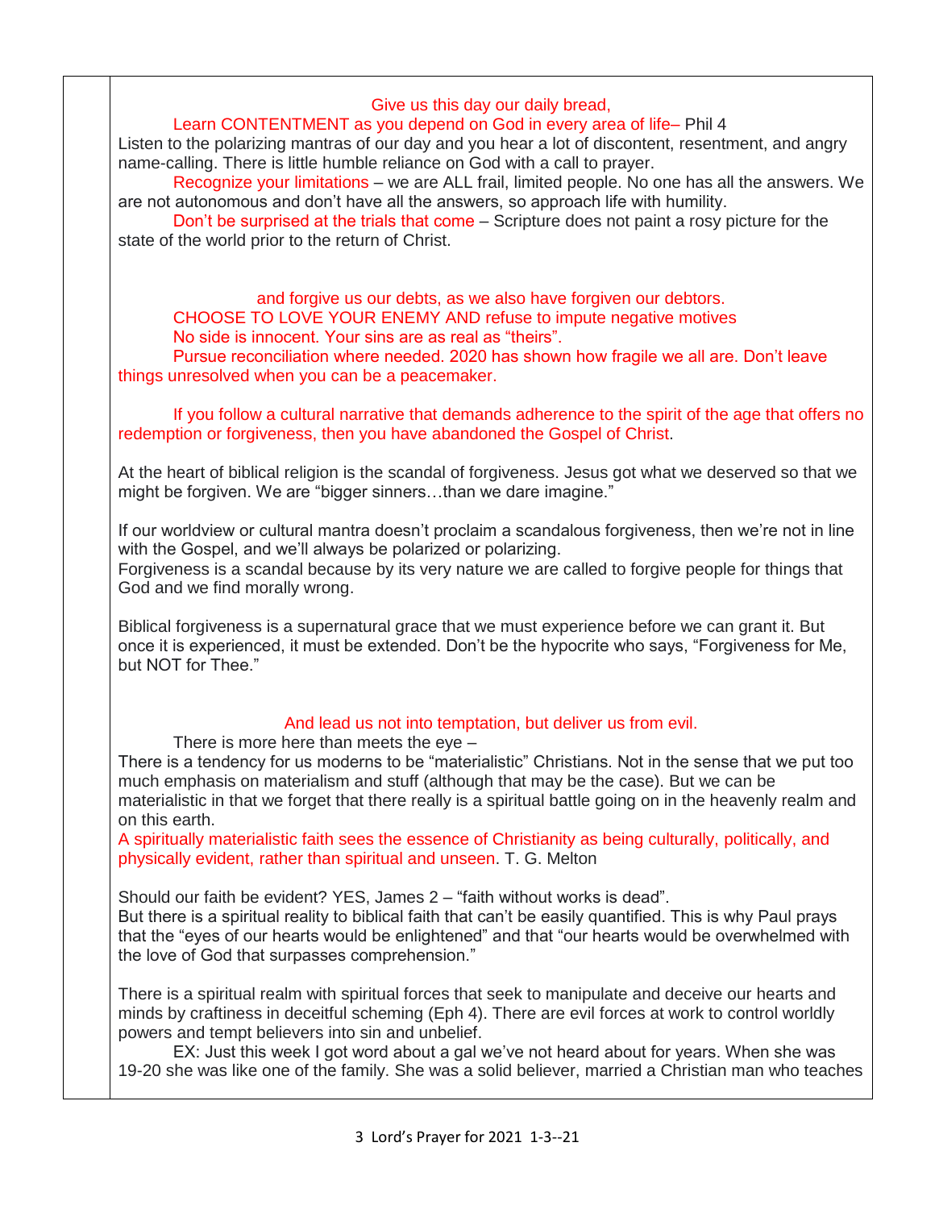Give us this day our daily bread,

Learn CONTENTMENT as you depend on God in every area of life– Phil 4

Listen to the polarizing mantras of our day and you hear a lot of discontent, resentment, and angry name-calling. There is little humble reliance on God with a call to prayer.

Recognize your limitations – we are ALL frail, limited people. No one has all the answers. We are not autonomous and don't have all the answers, so approach life with humility.

Don't be surprised at the trials that come – Scripture does not paint a rosy picture for the state of the world prior to the return of Christ.

and forgive us our debts, as we also have forgiven our debtors.

CHOOSE TO LOVE YOUR ENEMY AND refuse to impute negative motives

No side is innocent. Your sins are as real as "theirs".

Pursue reconciliation where needed. 2020 has shown how fragile we all are. Don't leave things unresolved when you can be a peacemaker.

If you follow a cultural narrative that demands adherence to the spirit of the age that offers no redemption or forgiveness, then you have abandoned the Gospel of Christ.

At the heart of biblical religion is the scandal of forgiveness. Jesus got what we deserved so that we might be forgiven. We are "bigger sinners…than we dare imagine."

If our worldview or cultural mantra doesn't proclaim a scandalous forgiveness, then we're not in line with the Gospel, and we'll always be polarized or polarizing.

Forgiveness is a scandal because by its very nature we are called to forgive people for things that God and we find morally wrong.

Biblical forgiveness is a supernatural grace that we must experience before we can grant it. But once it is experienced, it must be extended. Don't be the hypocrite who says, "Forgiveness for Me, but NOT for Thee."

And lead us not into temptation, but deliver us from evil.

There is more here than meets the eye –

There is a tendency for us moderns to be "materialistic" Christians. Not in the sense that we put too much emphasis on materialism and stuff (although that may be the case). But we can be materialistic in that we forget that there really is a spiritual battle going on in the heavenly realm and on this earth.

A spiritually materialistic faith sees the essence of Christianity as being culturally, politically, and physically evident, rather than spiritual and unseen. T. G. Melton

Should our faith be evident? YES, James 2 – "faith without works is dead".

But there is a spiritual reality to biblical faith that can't be easily quantified. This is why Paul prays that the "eyes of our hearts would be enlightened" and that "our hearts would be overwhelmed with the love of God that surpasses comprehension."

There is a spiritual realm with spiritual forces that seek to manipulate and deceive our hearts and minds by craftiness in deceitful scheming (Eph 4). There are evil forces at work to control worldly powers and tempt believers into sin and unbelief.

EX: Just this week I got word about a gal we've not heard about for years. When she was 19-20 she was like one of the family. She was a solid believer, married a Christian man who teaches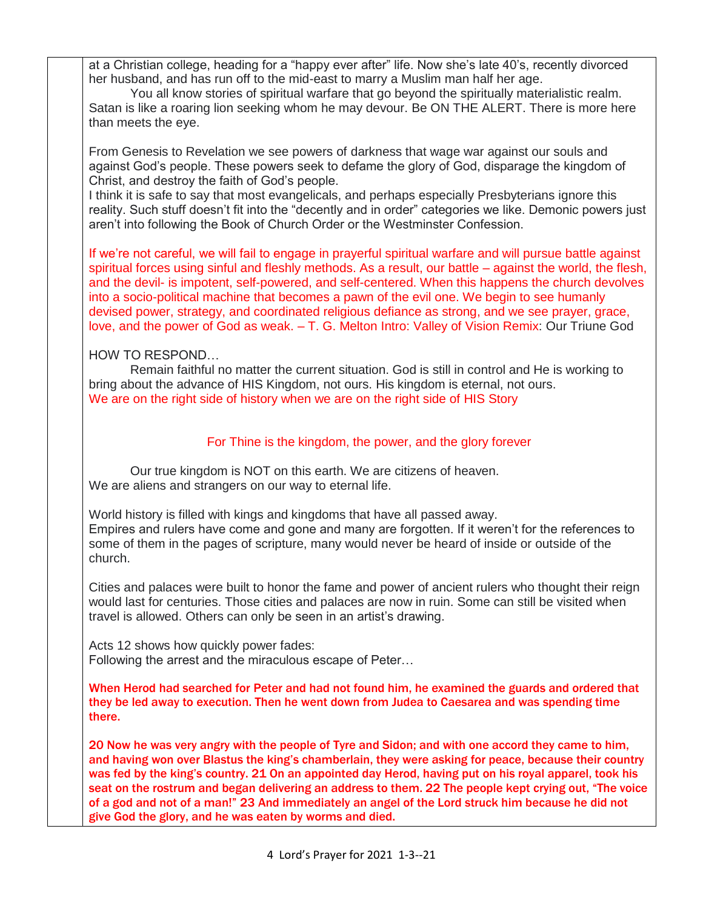at a Christian college, heading for a "happy ever after" life. Now she's late 40's, recently divorced her husband, and has run off to the mid-east to marry a Muslim man half her age.

You all know stories of spiritual warfare that go beyond the spiritually materialistic realm. Satan is like a roaring lion seeking whom he may devour. Be ON THE ALERT. There is more here than meets the eye.

From Genesis to Revelation we see powers of darkness that wage war against our souls and against God's people. These powers seek to defame the glory of God, disparage the kingdom of Christ, and destroy the faith of God's people.
I think it is safe to say that most evangelicals, and perhaps especially Presbyterians ignore this reality. Such stuff doesn't fit into the "decently and in order" categories we like. Demonic powers just aren't into following the Book of Church Order or the Westminster Confession.

If we're not careful, we will fail to engage in prayerful spiritual warfare and will pursue battle against spiritual forces using sinful and fleshly methods. As a result, our battle – against the world, the flesh, and the devil- is impotent, self-powered, and self-centered. When this happens the church devolves into a socio-political machine that becomes a pawn of the evil one. We begin to see humanly devised power, strategy, and coordinated religious defiance as strong, and we see prayer, grace, love, and the power of God as weak. – T. G. Melton Intro: Valley of Vision Remix: Our Triune God

HOW TO RESPOND…

Remain faithful no matter the current situation. God is still in control and He is working to bring about the advance of HIS Kingdom, not ours. His kingdom is eternal, not ours.
We are on the right side of history when we are on the right side of HIS Story

For Thine is the kingdom, the power, and the glory forever

Our true kingdom is NOT on this earth. We are citizens of heaven.
We are aliens and strangers on our way to eternal life.

World history is filled with kings and kingdoms that have all passed away.
Empires and rulers have come and gone and many are forgotten. If it weren't for the references to some of them in the pages of scripture, many would never be heard of inside or outside of the church.

Cities and palaces were built to honor the fame and power of ancient rulers who thought their reign would last for centuries. Those cities and palaces are now in ruin. Some can still be visited when travel is allowed. Others can only be seen in an artist's drawing.

Acts 12 shows how quickly power fades:
Following the arrest and the miraculous escape of Peter…

**When Herod had searched for Peter and had not found him, he examined the guards and ordered that they be led away to execution. Then he went down from Judea to Caesarea and was spending time there.**

**20 Now he was very angry with the people of Tyre and Sidon; and with one accord they came to him, and having won over Blastus the king's chamberlain, they were asking for peace, because their country was fed by the king's country. 21 On an appointed day Herod, having put on his royal apparel, took his seat on the rostrum and began delivering an address to them. 22 The people kept crying out, "The voice of a god and not of a man!" 23 And immediately an angel of the Lord struck him because he did not give God the glory, and he was eaten by worms and died.**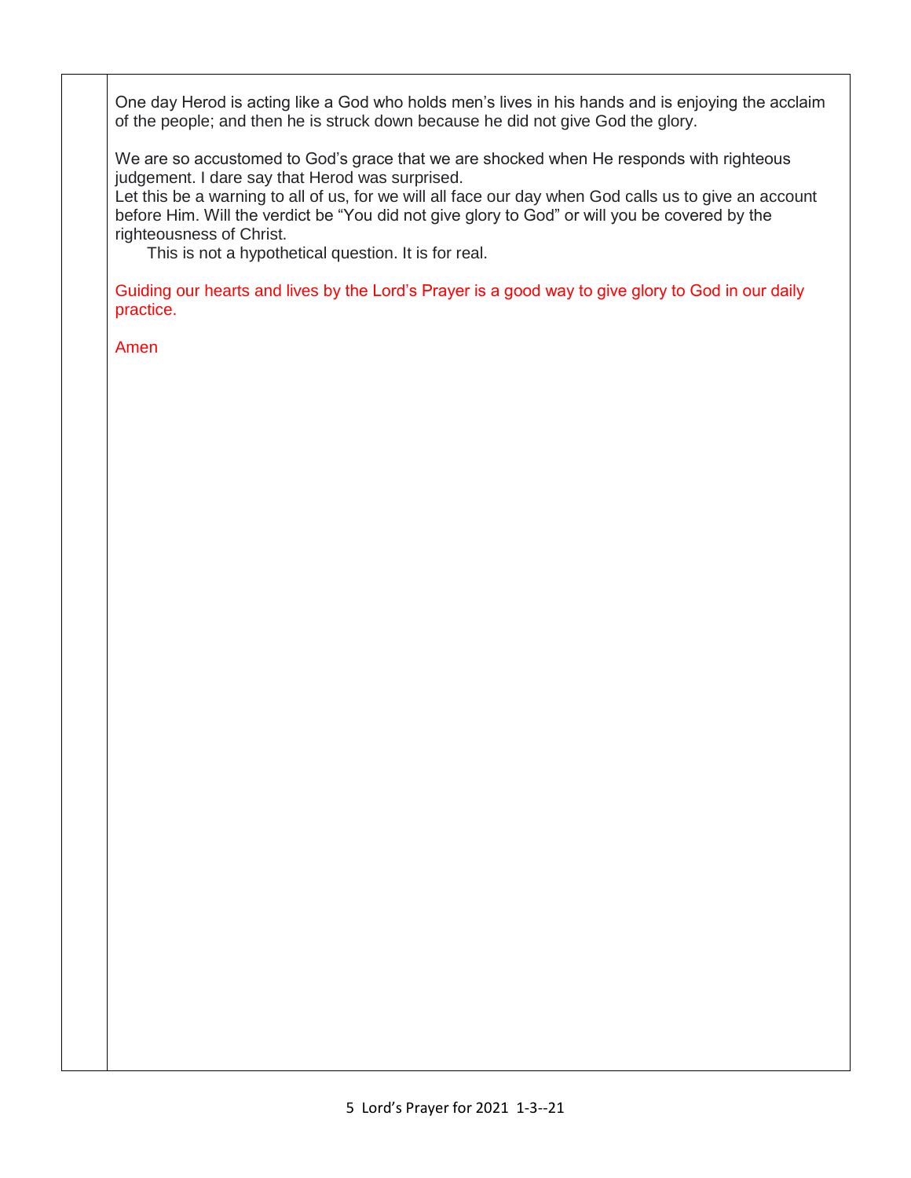One day Herod is acting like a God who holds men's lives in his hands and is enjoying the acclaim of the people; and then he is struck down because he did not give God the glory.

We are so accustomed to God's grace that we are shocked when He responds with righteous judgement. I dare say that Herod was surprised.
Let this be a warning to all of us, for we will all face our day when God calls us to give an account before Him. Will the verdict be "You did not give glory to God" or will you be covered by the righteousness of Christ.
This is not a hypothetical question. It is for real.

Guiding our hearts and lives by the Lord's Prayer is a good way to give glory to God in our daily practice.

Amen